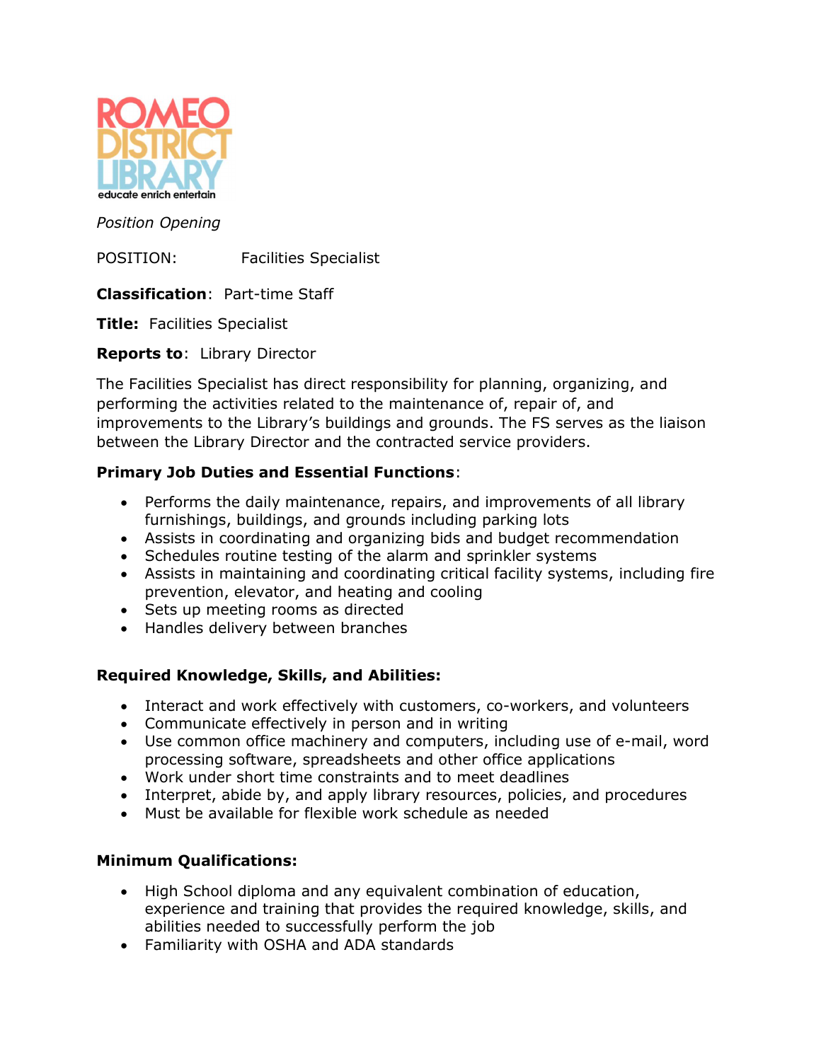ROMEO DISTRICT LIBRARY

educate enrich entertain

*Position Opening*

POSITION: Facilities Specialist

**Classification**: Part-time Staff

**Title:** Facilities Specialist

**Reports to**: Library Director

The Facilities Specialist has direct responsibility for planning, organizing, and performing the activities related to the maintenance of, repair of, and improvements to the Library's buildings and grounds. The FS serves as the liaison between the Library Director and the contracted service providers.

**Primary Job Duties and Essential Functions**:

- Performs the daily maintenance, repairs, and improvements of all library furnishings, buildings, and grounds including parking lots
- Assists in coordinating and organizing bids and budget recommendation
- Schedules routine testing of the alarm and sprinkler systems
- Assists in maintaining and coordinating critical facility systems, including fire prevention, elevator, and heating and cooling
- Sets up meeting rooms as directed
- Handles delivery between branches

**Required Knowledge, Skills, and Abilities:**

- Interact and work effectively with customers, co-workers, and volunteers
- Communicate effectively in person and in writing
- Use common office machinery and computers, including use of e-mail, word processing software, spreadsheets and other office applications
- Work under short time constraints and to meet deadlines
- Interpret, abide by, and apply library resources, policies, and procedures
- Must be available for flexible work schedule as needed

**Minimum Qualifications:**

- High School diploma and any equivalent combination of education, experience and training that provides the required knowledge, skills, and abilities needed to successfully perform the job
- Familiarity with OSHA and ADA standards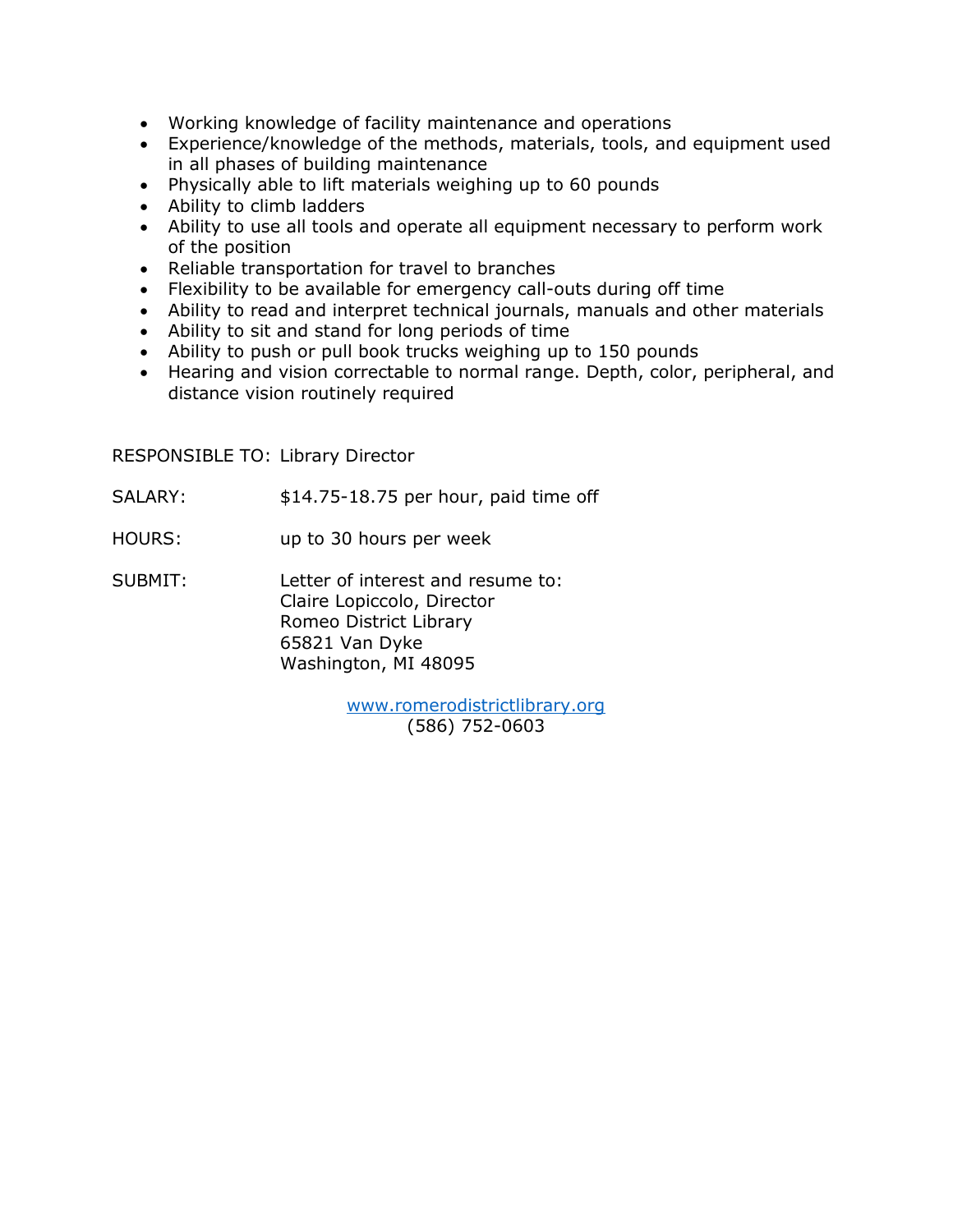- Working knowledge of facility maintenance and operations
- Experience/knowledge of the methods, materials, tools, and equipment used in all phases of building maintenance
- Physically able to lift materials weighing up to 60 pounds
- Ability to climb ladders
- Ability to use all tools and operate all equipment necessary to perform work of the position
- Reliable transportation for travel to branches
- Flexibility to be available for emergency call-outs during off time
- Ability to read and interpret technical journals, manuals and other materials
- Ability to sit and stand for long periods of time
- Ability to push or pull book trucks weighing up to 150 pounds
- Hearing and vision correctable to normal range. Depth, color, peripheral, and distance vision routinely required

RESPONSIBLE TO: Library Director

SALARY: $14.75-18.75 per hour, paid time off

HOURS: up to 30 hours per week

SUBMIT: Letter of interest and resume to:
Claire Lopiccolo, Director
Romeo District Library
65821 Van Dyke
Washington, MI 48095

www.romerodistrictlibrary.org
(586) 752-0603